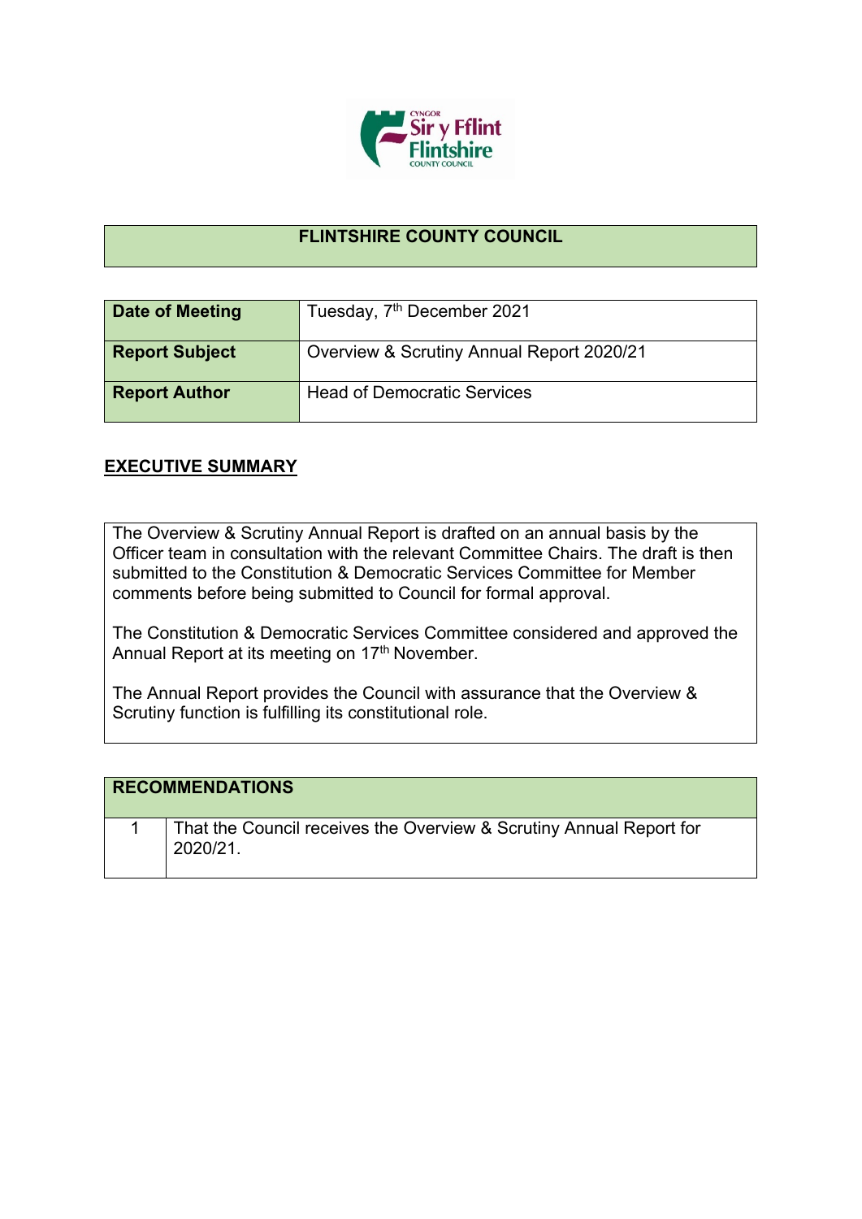# FLINTSHIRE COUNTY COUNCIL

| Date of Meeting | Tuesday, 7th December 2021 |
|---|---|
| Report Subject | Overview & Scrutiny Annual Report 2020/21 |
| Report Author | Head of Democratic Services |

## EXECUTIVE SUMMARY

The Overview & Scrutiny Annual Report is drafted on an annual basis by the Officer team in consultation with the relevant Committee Chairs. The draft is then submitted to the Constitution & Democratic Services Committee for Member comments before being submitted to Council for formal approval.

The Constitution & Democratic Services Committee considered and approved the Annual Report at its meeting on 17th November.

The Annual Report provides the Council with assurance that the Overview & Scrutiny function is fulfilling its constitutional role.

| RECOMMENDATIONS | |
|---|---|
| 1 | That the Council receives the Overview & Scrutiny Annual Report for 2020/21. |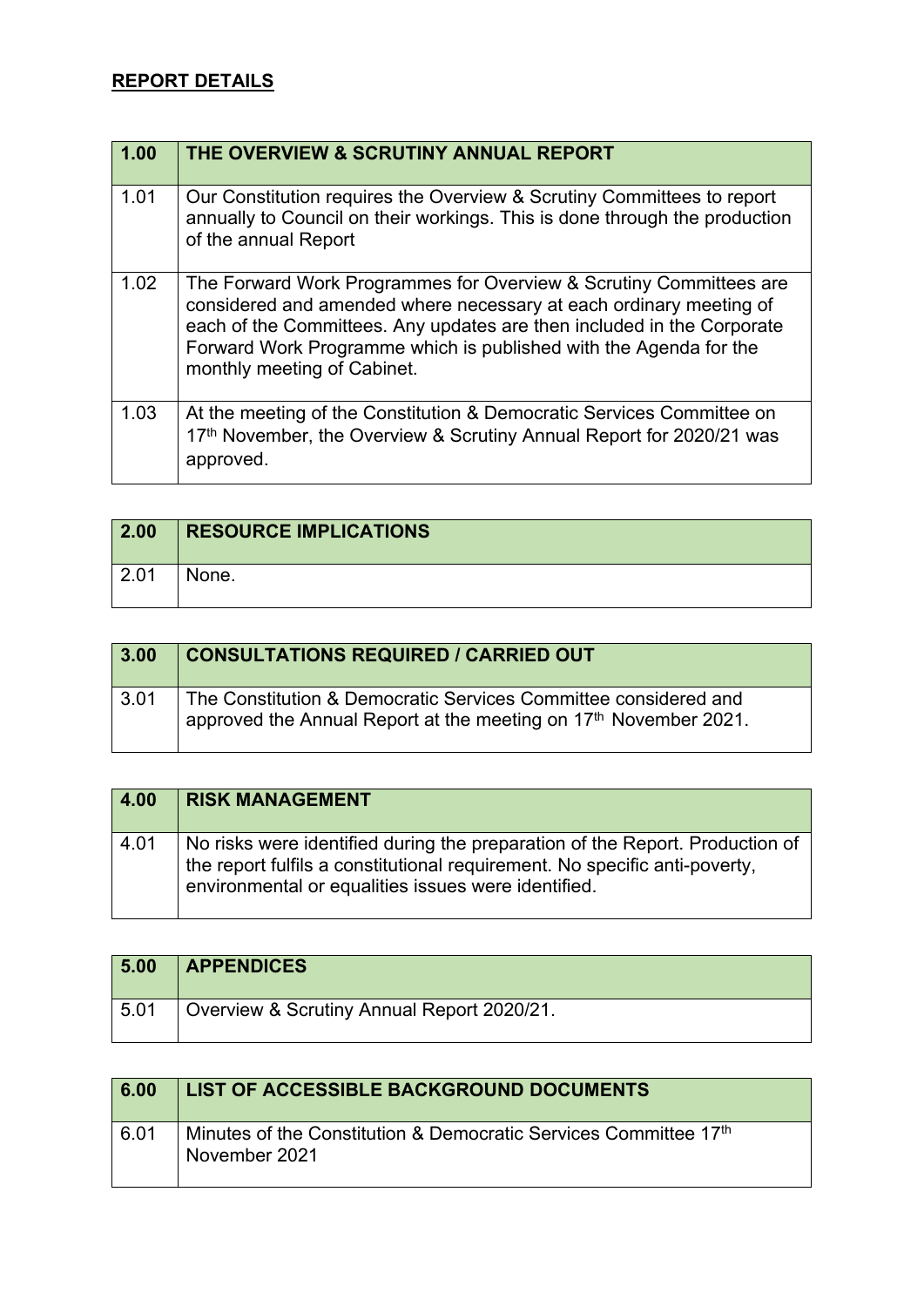## REPORT DETAILS

| 1.00 | THE OVERVIEW & SCRUTINY ANNUAL REPORT |
|---|---|
| 1.01 | Our Constitution requires the Overview & Scrutiny Committees to report annually to Council on their workings. This is done through the production of the annual Report |
| 1.02 | The Forward Work Programmes for Overview & Scrutiny Committees are considered and amended where necessary at each ordinary meeting of each of the Committees. Any updates are then included in the Corporate Forward Work Programme which is published with the Agenda for the monthly meeting of Cabinet. |
| 1.03 | At the meeting of the Constitution & Democratic Services Committee on 17th November, the Overview & Scrutiny Annual Report for 2020/21 was approved. |

| 2.00 | RESOURCE IMPLICATIONS |
|---|---|
| 2.01 | None. |

| 3.00 | CONSULTATIONS REQUIRED / CARRIED OUT |
|---|---|
| 3.01 | The Constitution & Democratic Services Committee considered and approved the Annual Report at the meeting on 17th November 2021. |

| 4.00 | RISK MANAGEMENT |
|---|---|
| 4.01 | No risks were identified during the preparation of the Report. Production of the report fulfils a constitutional requirement. No specific anti-poverty, environmental or equalities issues were identified. |

| 5.00 | APPENDICES |
|---|---|
| 5.01 | Overview & Scrutiny Annual Report 2020/21. |

| 6.00 | LIST OF ACCESSIBLE BACKGROUND DOCUMENTS |
|---|---|
| 6.01 | Minutes of the Constitution & Democratic Services Committee 17th November 2021 |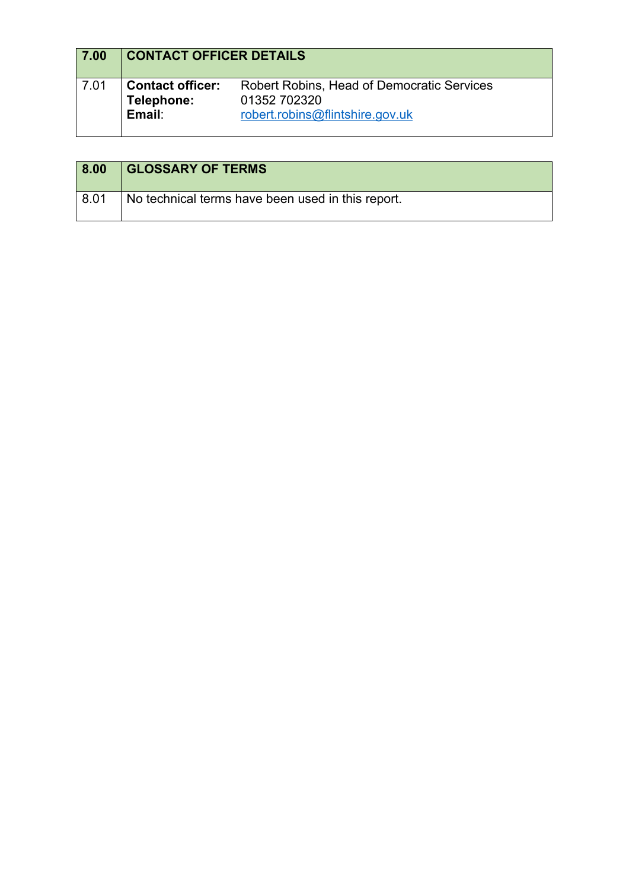| 7.00 | CONTACT OFFICER DETAILS | |
|---|---|---|
| 7.01 | **Contact officer:**<br>**Telephone:**<br>**Email**: | Robert Robins, Head of Democratic Services<br>01352 702320<br>robert.robins@flintshire.gov.uk |

| 8.00 | GLOSSARY OF TERMS |
|---|---|
| 8.01 | No technical terms have been used in this report. |